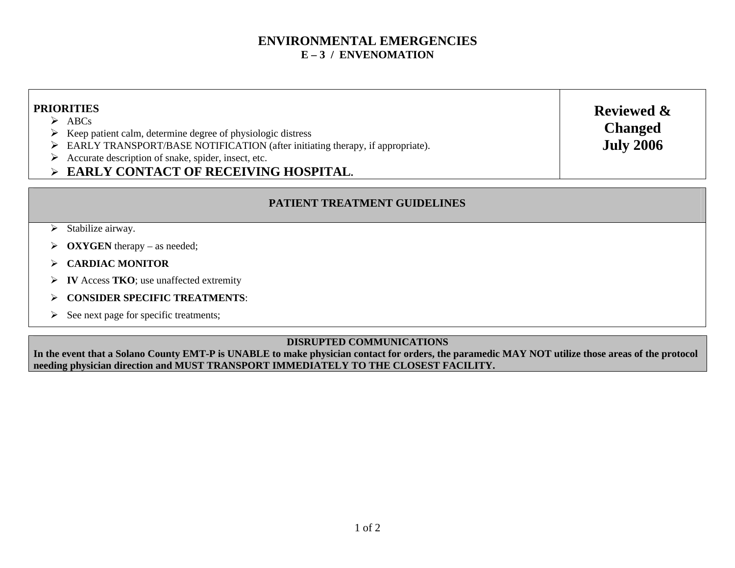# ENVIRONMENTAL EMERGENCIES

## E – 3 / ENVENOMATION

**PRIORITIES**

- ABCs
- Keep patient calm, determine degree of physiologic distress
- EARLY TRANSPORT/BASE NOTIFICATION (after initiating therapy, if appropriate).
- Accurate description of snake, spider, insect, etc.
- **EARLY CONTACT OF RECEIVING HOSPITAL.**

**Reviewed & Changed July 2006**

## PATIENT TREATMENT GUIDELINES

- Stabilize airway.
- **OXYGEN** therapy – as needed;
- **CARDIAC MONITOR**
- **IV** Access **TKO**; use unaffected extremity
- **CONSIDER SPECIFIC TREATMENTS**:
- See next page for specific treatments;

**DISRUPTED COMMUNICATIONS**

**In the event that a Solano County EMT-P is UNABLE to make physician contact for orders, the paramedic MAY NOT utilize those areas of the protocol needing physician direction and MUST TRANSPORT IMMEDIATELY TO THE CLOSEST FACILITY.**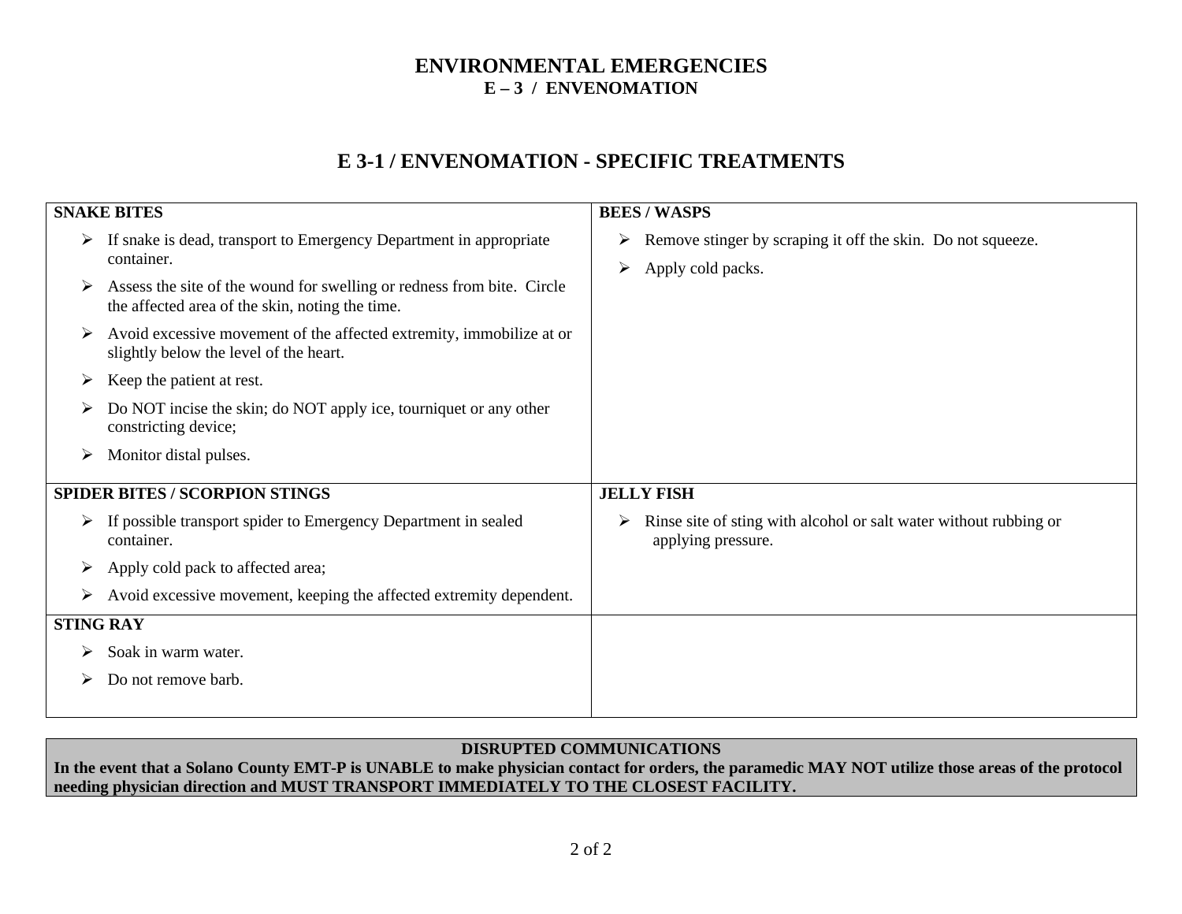# ENVIRONMENTAL EMERGENCIES

## E – 3 / ENVENOMATION

## E 3-1 / ENVENOMATION - SPECIFIC TREATMENTS

| | |
|---|---|
| **SNAKE BITES**<br>➢ If snake is dead, transport to Emergency Department in appropriate container.<br>➢ Assess the site of the wound for swelling or redness from bite. Circle the affected area of the skin, noting the time.<br>➢ Avoid excessive movement of the affected extremity, immobilize at or slightly below the level of the heart.<br>➢ Keep the patient at rest.<br>➢ Do NOT incise the skin; do NOT apply ice, tourniquet or any other constricting device;<br>➢ Monitor distal pulses. | **BEES / WASPS**<br>➢ Remove stinger by scraping it off the skin. Do not squeeze.<br>➢ Apply cold packs. |
| **SPIDER BITES / SCORPION STINGS**<br>➢ If possible transport spider to Emergency Department in sealed container.<br>➢ Apply cold pack to affected area;<br>➢ Avoid excessive movement, keeping the affected extremity dependent. | **JELLY FISH**<br>➢ Rinse site of sting with alcohol or salt water without rubbing or applying pressure. |
| **STING RAY**<br>➢ Soak in warm water.<br>➢ Do not remove barb. | |

**DISRUPTED COMMUNICATIONS**

**In the event that a Solano County EMT-P is UNABLE to make physician contact for orders, the paramedic MAY NOT utilize those areas of the protocol needing physician direction and MUST TRANSPORT IMMEDIATELY TO THE CLOSEST FACILITY.**